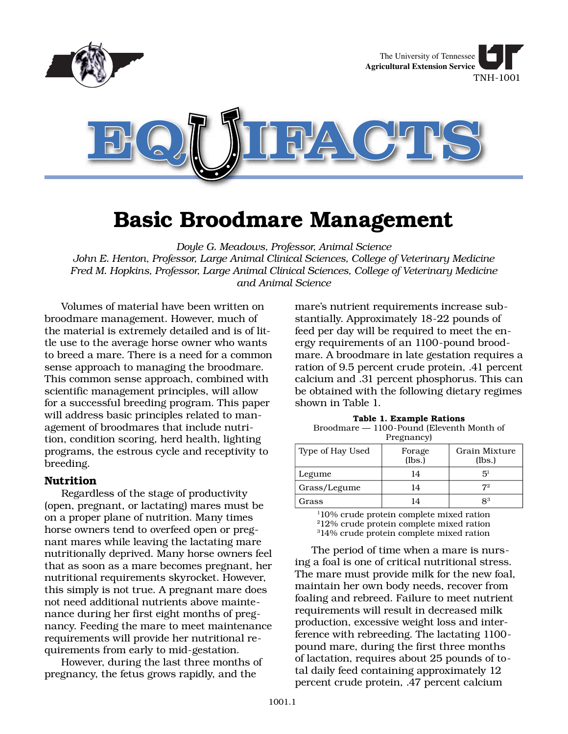The University of Tennessee
**Agricultural Extension Service**
TNH-1001

# EQUIFACTS

## Basic Broodmare Management

*Doyle G. Meadows, Professor, Animal Science*
*John E. Henton, Professor, Large Animal Clinical Sciences, College of Veterinary Medicine*
*Fred M. Hopkins, Professor, Large Animal Clinical Sciences, College of Veterinary Medicine and Animal Science*

Volumes of material have been written on broodmare management. However, much of the material is extremely detailed and is of little use to the average horse owner who wants to breed a mare. There is a need for a common sense approach to managing the broodmare. This common sense approach, combined with scientific management principles, will allow for a successful breeding program. This paper will address basic principles related to management of broodmares that include nutrition, condition scoring, herd health, lighting programs, the estrous cycle and receptivity to breeding.

### Nutrition

Regardless of the stage of productivity (open, pregnant, or lactating) mares must be on a proper plane of nutrition. Many times horse owners tend to overfeed open or pregnant mares while leaving the lactating mare nutritionally deprived. Many horse owners feel that as soon as a mare becomes pregnant, her nutritional requirements skyrocket. However, this simply is not true. A pregnant mare does not need additional nutrients above maintenance during her first eight months of pregnancy. Feeding the mare to meet maintenance requirements will provide her nutritional requirements from early to mid-gestation.

However, during the last three months of pregnancy, the fetus grows rapidly, and the mare's nutrient requirements increase substantially. Approximately 18-22 pounds of feed per day will be required to meet the energy requirements of an 1100-pound broodmare. A broodmare in late gestation requires a ration of 9.5 percent crude protein, .41 percent calcium and .31 percent phosphorus. This can be obtained with the following dietary regimes shown in Table 1.

**Table 1. Example Rations**
Broodmare — 1100-Pound (Eleventh Month of Pregnancy)

| Type of Hay Used | Forage (lbs.) | Grain Mixture (lbs.) |
|---|---|---|
| Legume | 14 | 5[1] |
| Grass/Legume | 14 | 7[2] |
| Grass | 14 | 8[3] |

[1]10% crude protein complete mixed ration
[2]12% crude protein complete mixed ration
[3]14% crude protein complete mixed ration

The period of time when a mare is nursing a foal is one of critical nutritional stress. The mare must provide milk for the new foal, maintain her own body needs, recover from foaling and rebreed. Failure to meet nutrient requirements will result in decreased milk production, excessive weight loss and interference with rebreeding. The lactating 1100-pound mare, during the first three months of lactation, requires about 25 pounds of total daily feed containing approximately 12 percent crude protein, .47 percent calcium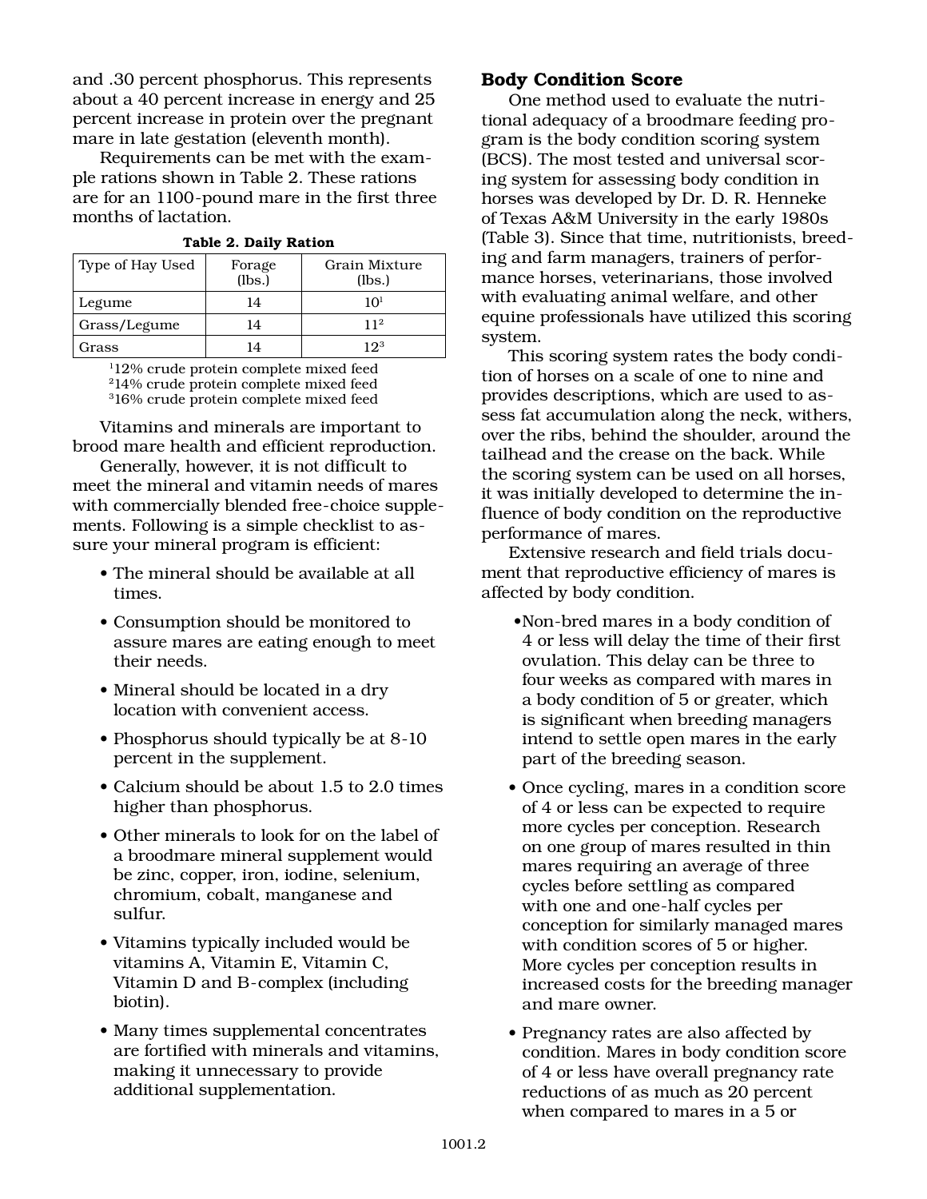and .30 percent phosphorus. This represents about a 40 percent increase in energy and 25 percent increase in protein over the pregnant mare in late gestation (eleventh month).

Requirements can be met with the example rations shown in Table 2. These rations are for an 1100-pound mare in the first three months of lactation.

**Table 2. Daily Ration**

| Type of Hay Used | Forage (lbs.) | Grain Mixture (lbs.) |
|---|---|---|
| Legume | 14 | 10[1] |
| Grass/Legume | 14 | 11[2] |
| Grass | 14 | 12[3] |

[1]12% crude protein complete mixed feed
[2]14% crude protein complete mixed feed
[3]16% crude protein complete mixed feed

Vitamins and minerals are important to brood mare health and efficient reproduction.

Generally, however, it is not difficult to meet the mineral and vitamin needs of mares with commercially blended free-choice supplements. Following is a simple checklist to assure your mineral program is efficient:

- The mineral should be available at all times.
- Consumption should be monitored to assure mares are eating enough to meet their needs.
- Mineral should be located in a dry location with convenient access.
- Phosphorus should typically be at 8-10 percent in the supplement.
- Calcium should be about 1.5 to 2.0 times higher than phosphorus.
- Other minerals to look for on the label of a broodmare mineral supplement would be zinc, copper, iron, iodine, selenium, chromium, cobalt, manganese and sulfur.
- Vitamins typically included would be vitamins A, Vitamin E, Vitamin C, Vitamin D and B-complex (including biotin).
- Many times supplemental concentrates are fortified with minerals and vitamins, making it unnecessary to provide additional supplementation.

## Body Condition Score

One method used to evaluate the nutritional adequacy of a broodmare feeding program is the body condition scoring system (BCS). The most tested and universal scoring system for assessing body condition in horses was developed by Dr. D. R. Henneke of Texas A&M University in the early 1980s (Table 3). Since that time, nutritionists, breeding and farm managers, trainers of performance horses, veterinarians, those involved with evaluating animal welfare, and other equine professionals have utilized this scoring system.

This scoring system rates the body condition of horses on a scale of one to nine and provides descriptions, which are used to assess fat accumulation along the neck, withers, over the ribs, behind the shoulder, around the tailhead and the crease on the back. While the scoring system can be used on all horses, it was initially developed to determine the influence of body condition on the reproductive performance of mares.

Extensive research and field trials document that reproductive efficiency of mares is affected by body condition.

- Non-bred mares in a body condition of 4 or less will delay the time of their first ovulation. This delay can be three to four weeks as compared with mares in a body condition of 5 or greater, which is significant when breeding managers intend to settle open mares in the early part of the breeding season.
- Once cycling, mares in a condition score of 4 or less can be expected to require more cycles per conception. Research on one group of mares resulted in thin mares requiring an average of three cycles before settling as compared with one and one-half cycles per conception for similarly managed mares with condition scores of 5 or higher. More cycles per conception results in increased costs for the breeding manager and mare owner.
- Pregnancy rates are also affected by condition. Mares in body condition score of 4 or less have overall pregnancy rate reductions of as much as 20 percent when compared to mares in a 5 or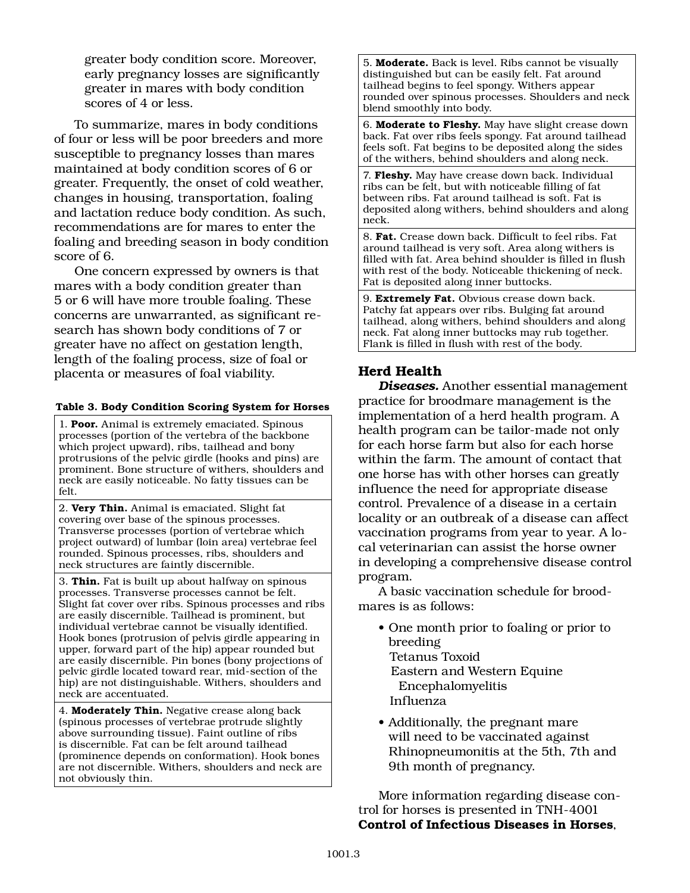greater body condition score. Moreover, early pregnancy losses are significantly greater in mares with body condition scores of 4 or less.

To summarize, mares in body conditions of four or less will be poor breeders and more susceptible to pregnancy losses than mares maintained at body condition scores of 6 or greater. Frequently, the onset of cold weather, changes in housing, transportation, foaling and lactation reduce body condition. As such, recommendations are for mares to enter the foaling and breeding season in body condition score of 6.

One concern expressed by owners is that mares with a body condition greater than 5 or 6 will have more trouble foaling. These concerns are unwarranted, as significant research has shown body conditions of 7 or greater have no affect on gestation length, length of the foaling process, size of foal or placenta or measures of foal viability.

**Table 3. Body Condition Scoring System for Horses**

| |
|---|
| 1. **Poor.** Animal is extremely emaciated. Spinous processes (portion of the vertebra of the backbone which project upward), ribs, tailhead and bony protrusions of the pelvic girdle (hooks and pins) are prominent. Bone structure of withers, shoulders and neck are easily noticeable. No fatty tissues can be felt. |
| 2. **Very Thin.** Animal is emaciated. Slight fat covering over base of the spinous processes. Transverse processes (portion of vertebrae which project outward) of lumbar (loin area) vertebrae feel rounded. Spinous processes, ribs, shoulders and neck structures are faintly discernible. |
| 3. **Thin.** Fat is built up about halfway on spinous processes. Transverse processes cannot be felt. Slight fat cover over ribs. Spinous processes and ribs are easily discernible. Tailhead is prominent, but individual vertebrae cannot be visually identified. Hook bones (protrusion of pelvis girdle appearing in upper, forward part of the hip) appear rounded but are easily discernible. Pin bones (bony projections of pelvic girdle located toward rear, mid-section of the hip) are not distinguishable. Withers, shoulders and neck are accentuated. |
| 4. **Moderately Thin.** Negative crease along back (spinous processes of vertebrae protrude slightly above surrounding tissue). Faint outline of ribs is discernible. Fat can be felt around tailhead (prominence depends on conformation). Hook bones are not discernible. Withers, shoulders and neck are not obviously thin. |
| 5. **Moderate.** Back is level. Ribs cannot be visually distinguished but can be easily felt. Fat around tailhead begins to feel spongy. Withers appear rounded over spinous processes. Shoulders and neck blend smoothly into body. |
| 6. **Moderate to Fleshy.** May have slight crease down back. Fat over ribs feels spongy. Fat around tailhead feels soft. Fat begins to be deposited along the sides of the withers, behind shoulders and along neck. |
| 7. **Fleshy.** May have crease down back. Individual ribs can be felt, but with noticeable filling of fat between ribs. Fat around tailhead is soft. Fat is deposited along withers, behind shoulders and along neck. |
| 8. **Fat.** Crease down back. Difficult to feel ribs. Fat around tailhead is very soft. Area along withers is filled with fat. Area behind shoulder is filled in flush with rest of the body. Noticeable thickening of neck. Fat is deposited along inner buttocks. |
| 9. **Extremely Fat.** Obvious crease down back. Patchy fat appears over ribs. Bulging fat around tailhead, along withers, behind shoulders and along neck. Fat along inner buttocks may rub together. Flank is filled in flush with rest of the body. |

## Herd Health

***Diseases.*** Another essential management practice for broodmare management is the implementation of a herd health program. A health program can be tailor-made not only for each horse farm but also for each horse within the farm. The amount of contact that one horse has with other horses can greatly influence the need for appropriate disease control. Prevalence of a disease in a certain locality or an outbreak of a disease can affect vaccination programs from year to year. A local veterinarian can assist the horse owner in developing a comprehensive disease control program.

A basic vaccination schedule for broodmares is as follows:

- One month prior to foaling or prior to breeding
  - Tetanus Toxoid
  - Eastern and Western Equine Encephalomyelitis
  - Influenza
- Additionally, the pregnant mare will need to be vaccinated against Rhinopneumonitis at the 5th, 7th and 9th month of pregnancy.

More information regarding disease control for horses is presented in TNH-4001 **Control of Infectious Diseases in Horses**,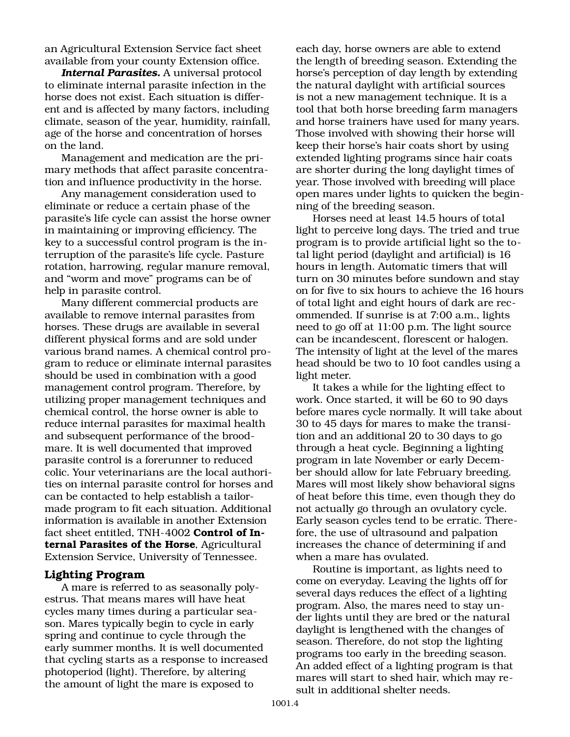an Agricultural Extension Service fact sheet available from your county Extension office.

***Internal Parasites.*** A universal protocol to eliminate internal parasite infection in the horse does not exist. Each situation is different and is affected by many factors, including climate, season of the year, humidity, rainfall, age of the horse and concentration of horses on the land.

Management and medication are the primary methods that affect parasite concentration and influence productivity in the horse.

Any management consideration used to eliminate or reduce a certain phase of the parasite's life cycle can assist the horse owner in maintaining or improving efficiency. The key to a successful control program is the interruption of the parasite's life cycle. Pasture rotation, harrowing, regular manure removal, and "worm and move" programs can be of help in parasite control.

Many different commercial products are available to remove internal parasites from horses. These drugs are available in several different physical forms and are sold under various brand names. A chemical control program to reduce or eliminate internal parasites should be used in combination with a good management control program. Therefore, by utilizing proper management techniques and chemical control, the horse owner is able to reduce internal parasites for maximal health and subsequent performance of the broodmare. It is well documented that improved parasite control is a forerunner to reduced colic. Your veterinarians are the local authorities on internal parasite control for horses and can be contacted to help establish a tailor-made program to fit each situation. Additional information is available in another Extension fact sheet entitled, TNH-4002 **Control of Internal Parasites of the Horse**, Agricultural Extension Service, University of Tennessee.

## Lighting Program

A mare is referred to as seasonally polyestrus. That means mares will have heat cycles many times during a particular season. Mares typically begin to cycle in early spring and continue to cycle through the early summer months. It is well documented that cycling starts as a response to increased photoperiod (light). Therefore, by altering the amount of light the mare is exposed to each day, horse owners are able to extend the length of breeding season. Extending the horse's perception of day length by extending the natural daylight with artificial sources is not a new management technique. It is a tool that both horse breeding farm managers and horse trainers have used for many years. Those involved with showing their horse will keep their horse's hair coats short by using extended lighting programs since hair coats are shorter during the long daylight times of year. Those involved with breeding will place open mares under lights to quicken the beginning of the breeding season.

Horses need at least 14.5 hours of total light to perceive long days. The tried and true program is to provide artificial light so the total light period (daylight and artificial) is 16 hours in length. Automatic timers that will turn on 30 minutes before sundown and stay on for five to six hours to achieve the 16 hours of total light and eight hours of dark are recommended. If sunrise is at 7:00 a.m., lights need to go off at 11:00 p.m. The light source can be incandescent, florescent or halogen. The intensity of light at the level of the mares head should be two to 10 foot candles using a light meter.

It takes a while for the lighting effect to work. Once started, it will be 60 to 90 days before mares cycle normally. It will take about 30 to 45 days for mares to make the transition and an additional 20 to 30 days to go through a heat cycle. Beginning a lighting program in late November or early December should allow for late February breeding. Mares will most likely show behavioral signs of heat before this time, even though they do not actually go through an ovulatory cycle. Early season cycles tend to be erratic. Therefore, the use of ultrasound and palpation increases the chance of determining if and when a mare has ovulated.

Routine is important, as lights need to come on everyday. Leaving the lights off for several days reduces the effect of a lighting program. Also, the mares need to stay under lights until they are bred or the natural daylight is lengthened with the changes of season. Therefore, do not stop the lighting programs too early in the breeding season. An added effect of a lighting program is that mares will start to shed hair, which may result in additional shelter needs.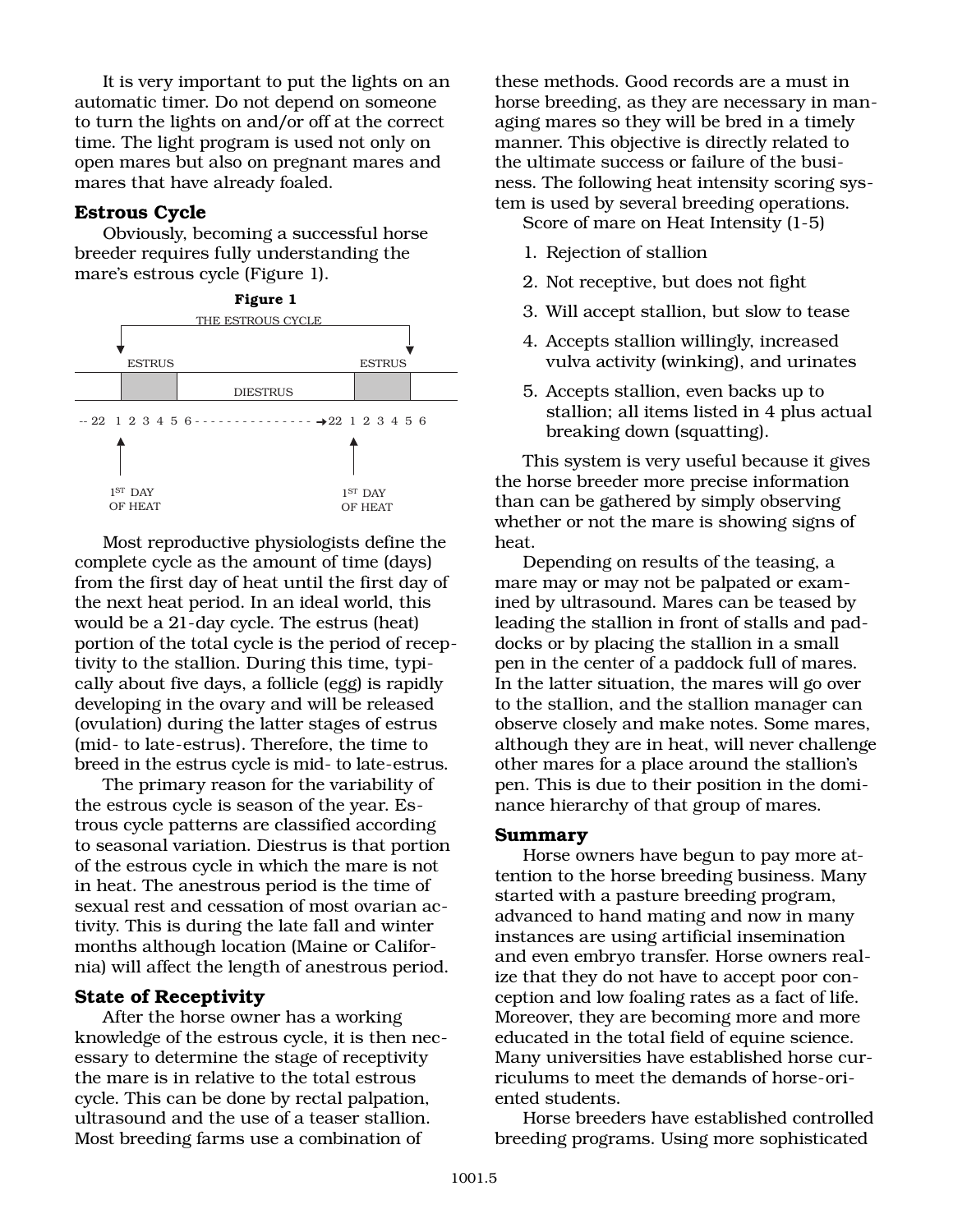It is very important to put the lights on an automatic timer. Do not depend on someone to turn the lights on and/or off at the correct time. The light program is used not only on open mares but also on pregnant mares and mares that have already foaled.

## Estrous Cycle

Obviously, becoming a successful horse breeder requires fully understanding the mare's estrous cycle (Figure 1).

**Figure 1**

THE ESTROUS CYCLE

ESTRUS — DIESTRUS — ESTRUS

-- 22 1 2 3 4 5 6 - - - - - - - - - - - - - - - →22 1 2 3 4 5 6

1ST DAY OF HEAT — 1ST DAY OF HEAT

Most reproductive physiologists define the complete cycle as the amount of time (days) from the first day of heat until the first day of the next heat period. In an ideal world, this would be a 21-day cycle. The estrus (heat) portion of the total cycle is the period of receptivity to the stallion. During this time, typically about five days, a follicle (egg) is rapidly developing in the ovary and will be released (ovulation) during the latter stages of estrus (mid- to late-estrus). Therefore, the time to breed in the estrus cycle is mid- to late-estrus.

The primary reason for the variability of the estrous cycle is season of the year. Estrous cycle patterns are classified according to seasonal variation. Diestrus is that portion of the estrous cycle in which the mare is not in heat. The anestrous period is the time of sexual rest and cessation of most ovarian activity. This is during the late fall and winter months although location (Maine or California) will affect the length of anestrous period.

## State of Receptivity

After the horse owner has a working knowledge of the estrous cycle, it is then necessary to determine the stage of receptivity the mare is in relative to the total estrous cycle. This can be done by rectal palpation, ultrasound and the use of a teaser stallion. Most breeding farms use a combination of these methods. Good records are a must in horse breeding, as they are necessary in managing mares so they will be bred in a timely manner. This objective is directly related to the ultimate success or failure of the business. The following heat intensity scoring system is used by several breeding operations.

Score of mare on Heat Intensity (1-5)

1. Rejection of stallion
2. Not receptive, but does not fight
3. Will accept stallion, but slow to tease
4. Accepts stallion willingly, increased vulva activity (winking), and urinates
5. Accepts stallion, even backs up to stallion; all items listed in 4 plus actual breaking down (squatting).

This system is very useful because it gives the horse breeder more precise information than can be gathered by simply observing whether or not the mare is showing signs of heat.

Depending on results of the teasing, a mare may or may not be palpated or examined by ultrasound. Mares can be teased by leading the stallion in front of stalls and paddocks or by placing the stallion in a small pen in the center of a paddock full of mares. In the latter situation, the mares will go over to the stallion, and the stallion manager can observe closely and make notes. Some mares, although they are in heat, will never challenge other mares for a place around the stallion's pen. This is due to their position in the dominance hierarchy of that group of mares.

## Summary

Horse owners have begun to pay more attention to the horse breeding business. Many started with a pasture breeding program, advanced to hand mating and now in many instances are using artificial insemination and even embryo transfer. Horse owners realize that they do not have to accept poor conception and low foaling rates as a fact of life. Moreover, they are becoming more and more educated in the total field of equine science. Many universities have established horse curriculums to meet the demands of horse-oriented students.

Horse breeders have established controlled breeding programs. Using more sophisticated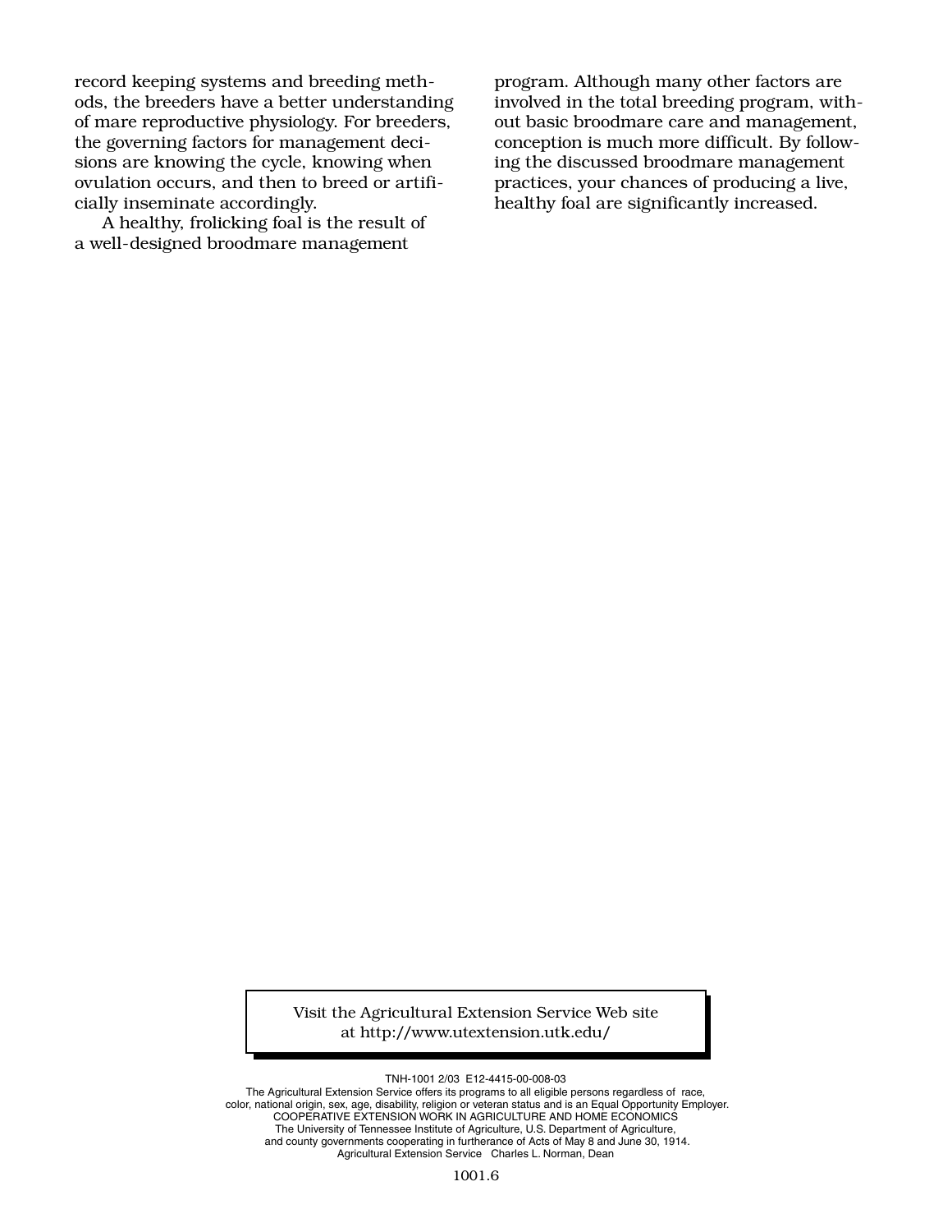record keeping systems and breeding methods, the breeders have a better understanding of mare reproductive physiology. For breeders, the governing factors for management decisions are knowing the cycle, knowing when ovulation occurs, and then to breed or artificially inseminate accordingly.

A healthy, frolicking foal is the result of a well-designed broodmare management program. Although many other factors are involved in the total breeding program, without basic broodmare care and management, conception is much more difficult. By following the discussed broodmare management practices, your chances of producing a live, healthy foal are significantly increased.

Visit the Agricultural Extension Service Web site at http://www.utextension.utk.edu/

TNH-1001 2/03 E12-4415-00-008-03

The Agricultural Extension Service offers its programs to all eligible persons regardless of race, color, national origin, sex, age, disability, religion or veteran status and is an Equal Opportunity Employer.

COOPERATIVE EXTENSION WORK IN AGRICULTURE AND HOME ECONOMICS

The University of Tennessee Institute of Agriculture, U.S. Department of Agriculture, and county governments cooperating in furtherance of Acts of May 8 and June 30, 1914.

Agricultural Extension Service Charles L. Norman, Dean